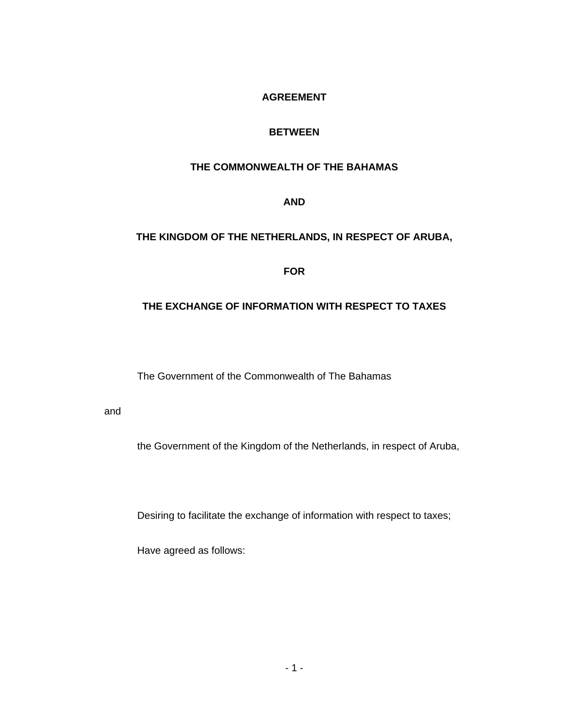# AGREEMENT

# BETWEEN

# THE COMMONWEALTH OF THE BAHAMAS

# AND

# THE KINGDOM OF THE NETHERLANDS, IN RESPECT OF ARUBA,

# FOR

# THE EXCHANGE OF INFORMATION WITH RESPECT TO TAXES

The Government of the Commonwealth of The Bahamas

and

the Government of the Kingdom of the Netherlands, in respect of Aruba,

Desiring to facilitate the exchange of information with respect to taxes;

Have agreed as follows: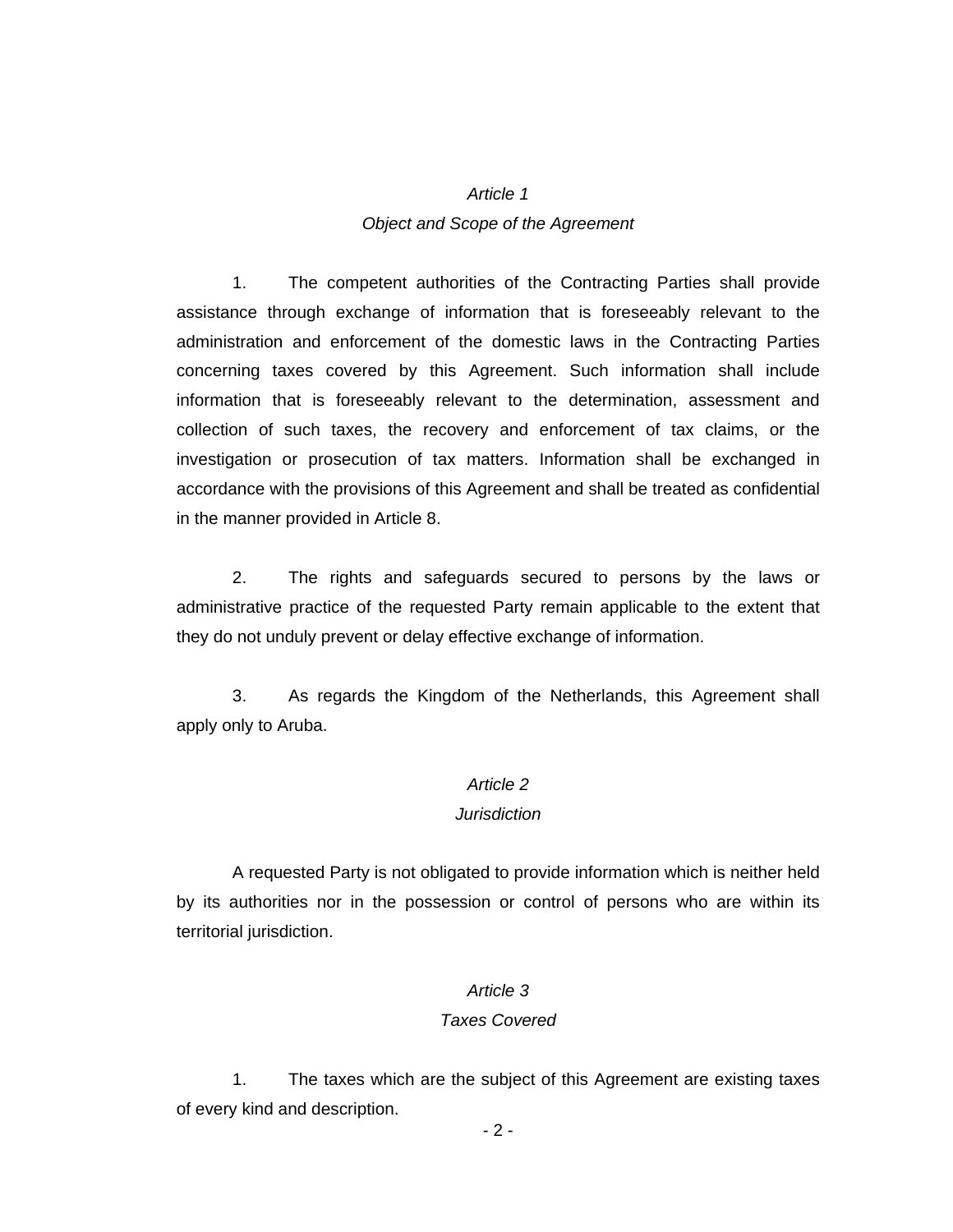*Article 1*
*Object and Scope of the Agreement*

1. The competent authorities of the Contracting Parties shall provide assistance through exchange of information that is foreseeably relevant to the administration and enforcement of the domestic laws in the Contracting Parties concerning taxes covered by this Agreement. Such information shall include information that is foreseeably relevant to the determination, assessment and collection of such taxes, the recovery and enforcement of tax claims, or the investigation or prosecution of tax matters. Information shall be exchanged in accordance with the provisions of this Agreement and shall be treated as confidential in the manner provided in Article 8.

2. The rights and safeguards secured to persons by the laws or administrative practice of the requested Party remain applicable to the extent that they do not unduly prevent or delay effective exchange of information.

3. As regards the Kingdom of the Netherlands, this Agreement shall apply only to Aruba.

*Article 2*
*Jurisdiction*

A requested Party is not obligated to provide information which is neither held by its authorities nor in the possession or control of persons who are within its territorial jurisdiction.

*Article 3*
*Taxes Covered*

1. The taxes which are the subject of this Agreement are existing taxes of every kind and description.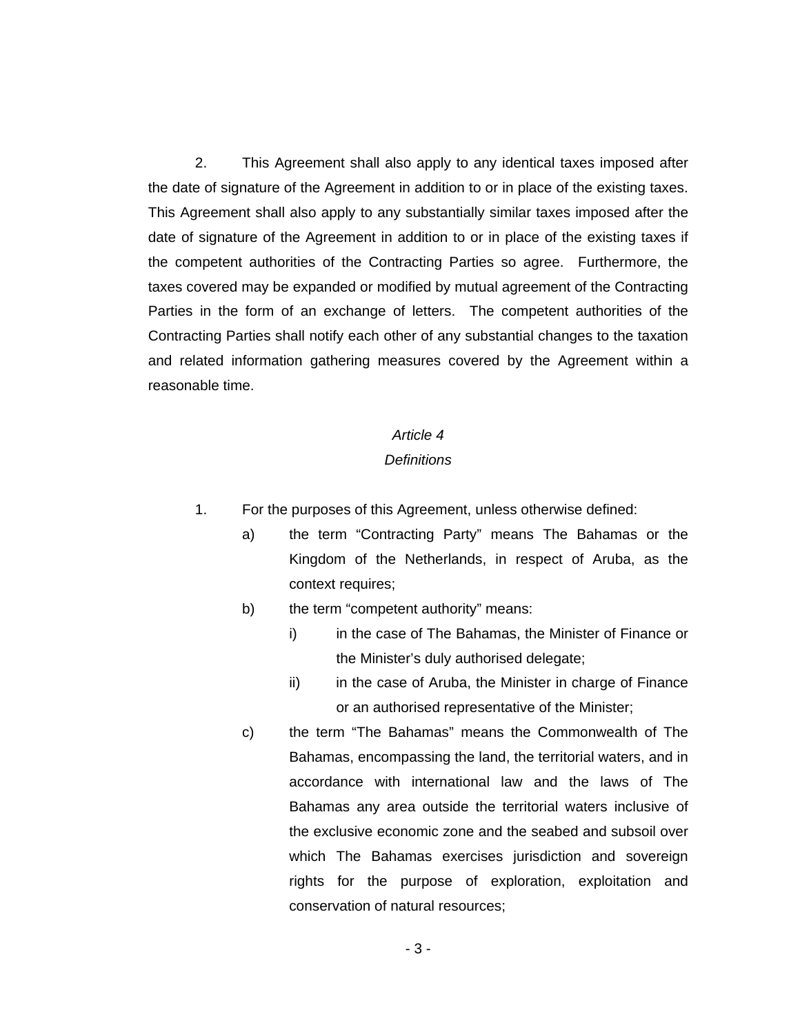2. This Agreement shall also apply to any identical taxes imposed after the date of signature of the Agreement in addition to or in place of the existing taxes. This Agreement shall also apply to any substantially similar taxes imposed after the date of signature of the Agreement in addition to or in place of the existing taxes if the competent authorities of the Contracting Parties so agree. Furthermore, the taxes covered may be expanded or modified by mutual agreement of the Contracting Parties in the form of an exchange of letters. The competent authorities of the Contracting Parties shall notify each other of any substantial changes to the taxation and related information gathering measures covered by the Agreement within a reasonable time.

*Article 4*

*Definitions*

1. For the purposes of this Agreement, unless otherwise defined:
   - a) the term "Contracting Party" means The Bahamas or the Kingdom of the Netherlands, in respect of Aruba, as the context requires;
   - b) the term "competent authority" means:
     - i) in the case of The Bahamas, the Minister of Finance or the Minister's duly authorised delegate;
     - ii) in the case of Aruba, the Minister in charge of Finance or an authorised representative of the Minister;
   - c) the term "The Bahamas" means the Commonwealth of The Bahamas, encompassing the land, the territorial waters, and in accordance with international law and the laws of The Bahamas any area outside the territorial waters inclusive of the exclusive economic zone and the seabed and subsoil over which The Bahamas exercises jurisdiction and sovereign rights for the purpose of exploration, exploitation and conservation of natural resources;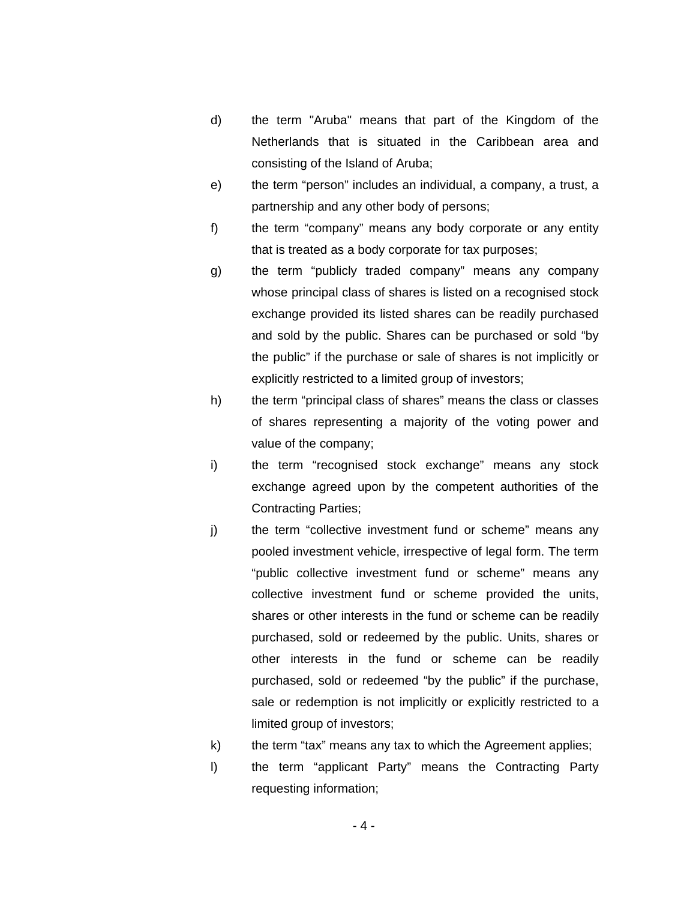d) the term "Aruba" means that part of the Kingdom of the Netherlands that is situated in the Caribbean area and consisting of the Island of Aruba;

e) the term “person” includes an individual, a company, a trust, a partnership and any other body of persons;

f) the term “company” means any body corporate or any entity that is treated as a body corporate for tax purposes;

g) the term “publicly traded company” means any company whose principal class of shares is listed on a recognised stock exchange provided its listed shares can be readily purchased and sold by the public. Shares can be purchased or sold “by the public” if the purchase or sale of shares is not implicitly or explicitly restricted to a limited group of investors;

h) the term “principal class of shares” means the class or classes of shares representing a majority of the voting power and value of the company;

i) the term “recognised stock exchange” means any stock exchange agreed upon by the competent authorities of the Contracting Parties;

j) the term “collective investment fund or scheme” means any pooled investment vehicle, irrespective of legal form. The term “public collective investment fund or scheme” means any collective investment fund or scheme provided the units, shares or other interests in the fund or scheme can be readily purchased, sold or redeemed by the public. Units, shares or other interests in the fund or scheme can be readily purchased, sold or redeemed “by the public” if the purchase, sale or redemption is not implicitly or explicitly restricted to a limited group of investors;

k) the term “tax” means any tax to which the Agreement applies;

l) the term “applicant Party” means the Contracting Party requesting information;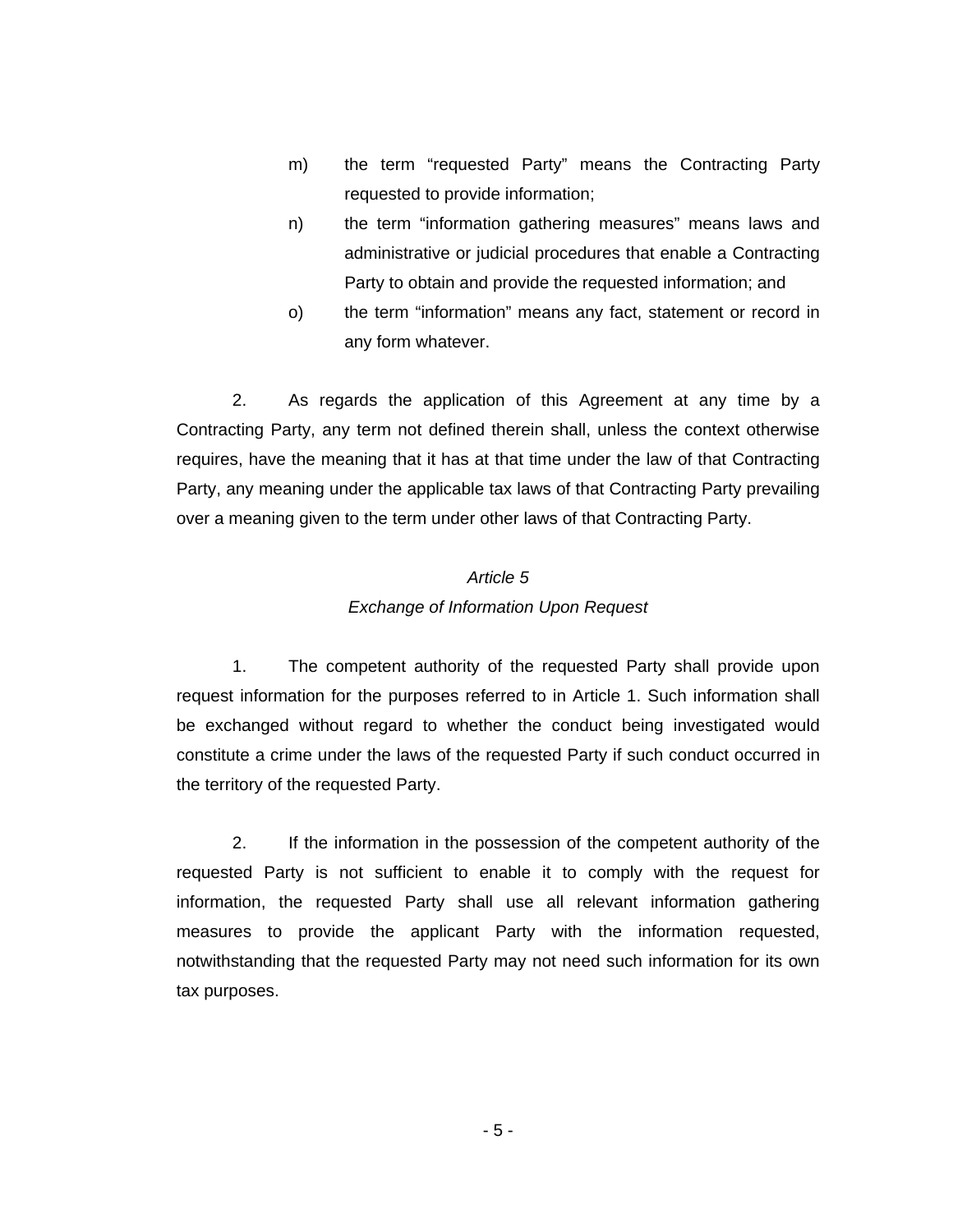m) the term “requested Party” means the Contracting Party requested to provide information;

n) the term “information gathering measures” means laws and administrative or judicial procedures that enable a Contracting Party to obtain and provide the requested information; and

o) the term “information” means any fact, statement or record in any form whatever.

2. As regards the application of this Agreement at any time by a Contracting Party, any term not defined therein shall, unless the context otherwise requires, have the meaning that it has at that time under the law of that Contracting Party, any meaning under the applicable tax laws of that Contracting Party prevailing over a meaning given to the term under other laws of that Contracting Party.

*Article 5*

*Exchange of Information Upon Request*

1. The competent authority of the requested Party shall provide upon request information for the purposes referred to in Article 1. Such information shall be exchanged without regard to whether the conduct being investigated would constitute a crime under the laws of the requested Party if such conduct occurred in the territory of the requested Party.

2. If the information in the possession of the competent authority of the requested Party is not sufficient to enable it to comply with the request for information, the requested Party shall use all relevant information gathering measures to provide the applicant Party with the information requested, notwithstanding that the requested Party may not need such information for its own tax purposes.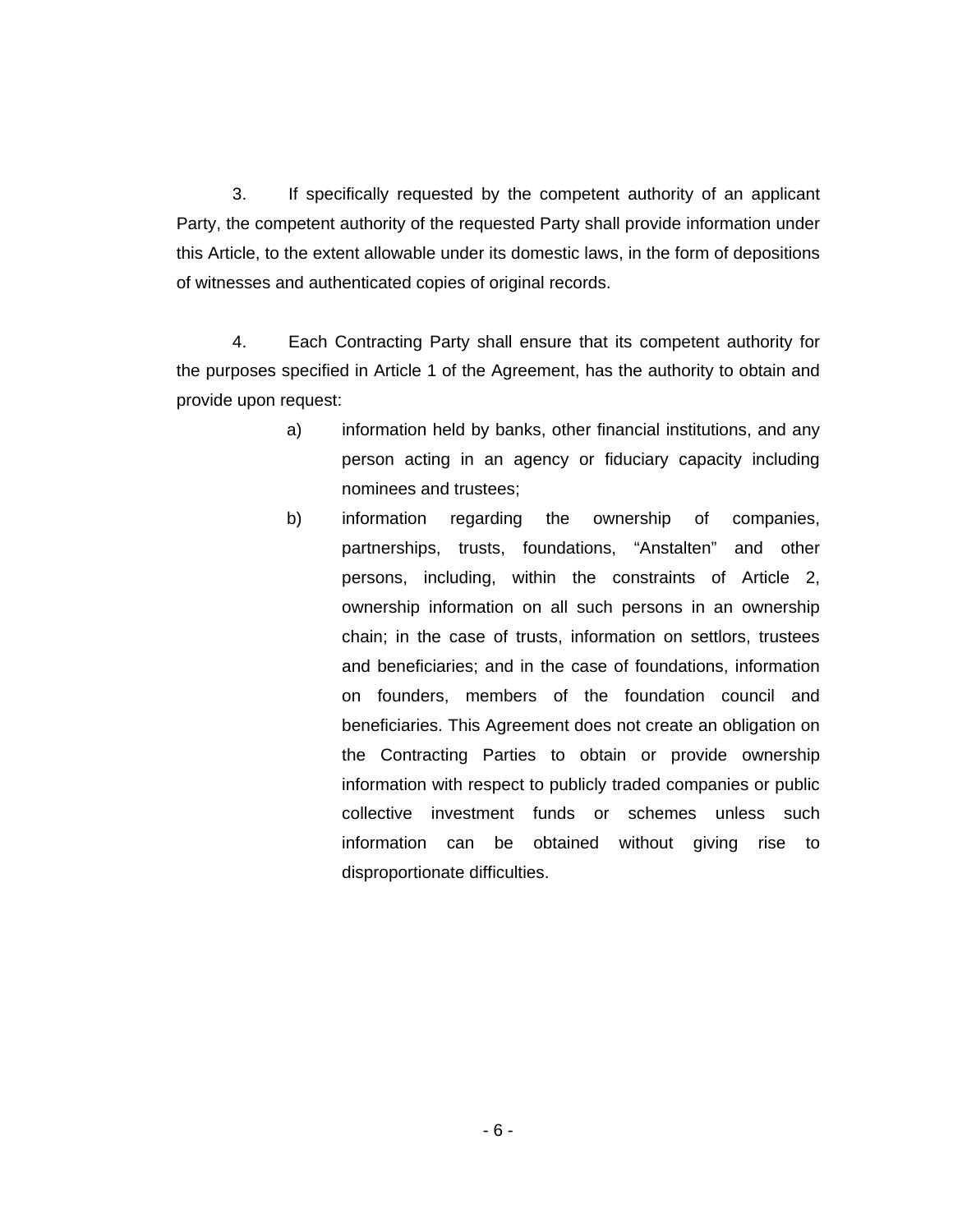3. If specifically requested by the competent authority of an applicant Party, the competent authority of the requested Party shall provide information under this Article, to the extent allowable under its domestic laws, in the form of depositions of witnesses and authenticated copies of original records.

4. Each Contracting Party shall ensure that its competent authority for the purposes specified in Article 1 of the Agreement, has the authority to obtain and provide upon request:

a) information held by banks, other financial institutions, and any person acting in an agency or fiduciary capacity including nominees and trustees;

b) information regarding the ownership of companies, partnerships, trusts, foundations, "Anstalten" and other persons, including, within the constraints of Article 2, ownership information on all such persons in an ownership chain; in the case of trusts, information on settlors, trustees and beneficiaries; and in the case of foundations, information on founders, members of the foundation council and beneficiaries. This Agreement does not create an obligation on the Contracting Parties to obtain or provide ownership information with respect to publicly traded companies or public collective investment funds or schemes unless such information can be obtained without giving rise to disproportionate difficulties.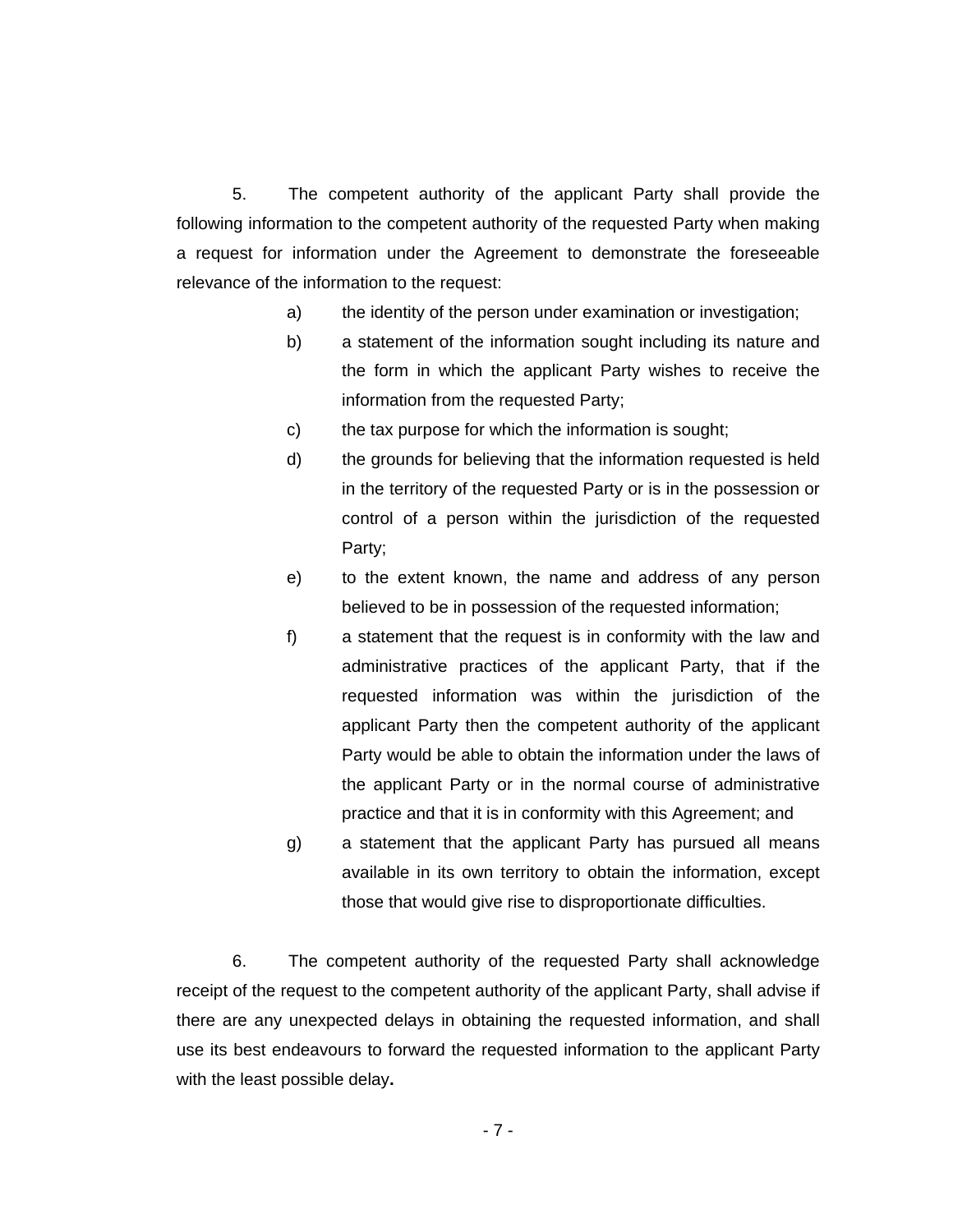5. The competent authority of the applicant Party shall provide the following information to the competent authority of the requested Party when making a request for information under the Agreement to demonstrate the foreseeable relevance of the information to the request:

a) the identity of the person under examination or investigation;

b) a statement of the information sought including its nature and the form in which the applicant Party wishes to receive the information from the requested Party;

c) the tax purpose for which the information is sought;

d) the grounds for believing that the information requested is held in the territory of the requested Party or is in the possession or control of a person within the jurisdiction of the requested Party;

e) to the extent known, the name and address of any person believed to be in possession of the requested information;

f) a statement that the request is in conformity with the law and administrative practices of the applicant Party, that if the requested information was within the jurisdiction of the applicant Party then the competent authority of the applicant Party would be able to obtain the information under the laws of the applicant Party or in the normal course of administrative practice and that it is in conformity with this Agreement; and

g) a statement that the applicant Party has pursued all means available in its own territory to obtain the information, except those that would give rise to disproportionate difficulties.

6. The competent authority of the requested Party shall acknowledge receipt of the request to the competent authority of the applicant Party, shall advise if there are any unexpected delays in obtaining the requested information, and shall use its best endeavours to forward the requested information to the applicant Party with the least possible delay**.**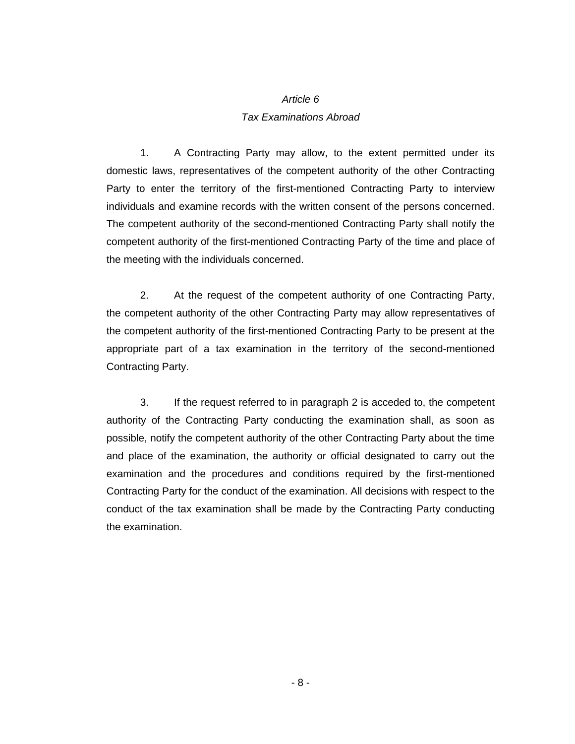*Article 6*

*Tax Examinations Abroad*

1. A Contracting Party may allow, to the extent permitted under its domestic laws, representatives of the competent authority of the other Contracting Party to enter the territory of the first-mentioned Contracting Party to interview individuals and examine records with the written consent of the persons concerned. The competent authority of the second-mentioned Contracting Party shall notify the competent authority of the first-mentioned Contracting Party of the time and place of the meeting with the individuals concerned.

2. At the request of the competent authority of one Contracting Party, the competent authority of the other Contracting Party may allow representatives of the competent authority of the first-mentioned Contracting Party to be present at the appropriate part of a tax examination in the territory of the second-mentioned Contracting Party.

3. If the request referred to in paragraph 2 is acceded to, the competent authority of the Contracting Party conducting the examination shall, as soon as possible, notify the competent authority of the other Contracting Party about the time and place of the examination, the authority or official designated to carry out the examination and the procedures and conditions required by the first-mentioned Contracting Party for the conduct of the examination. All decisions with respect to the conduct of the tax examination shall be made by the Contracting Party conducting the examination.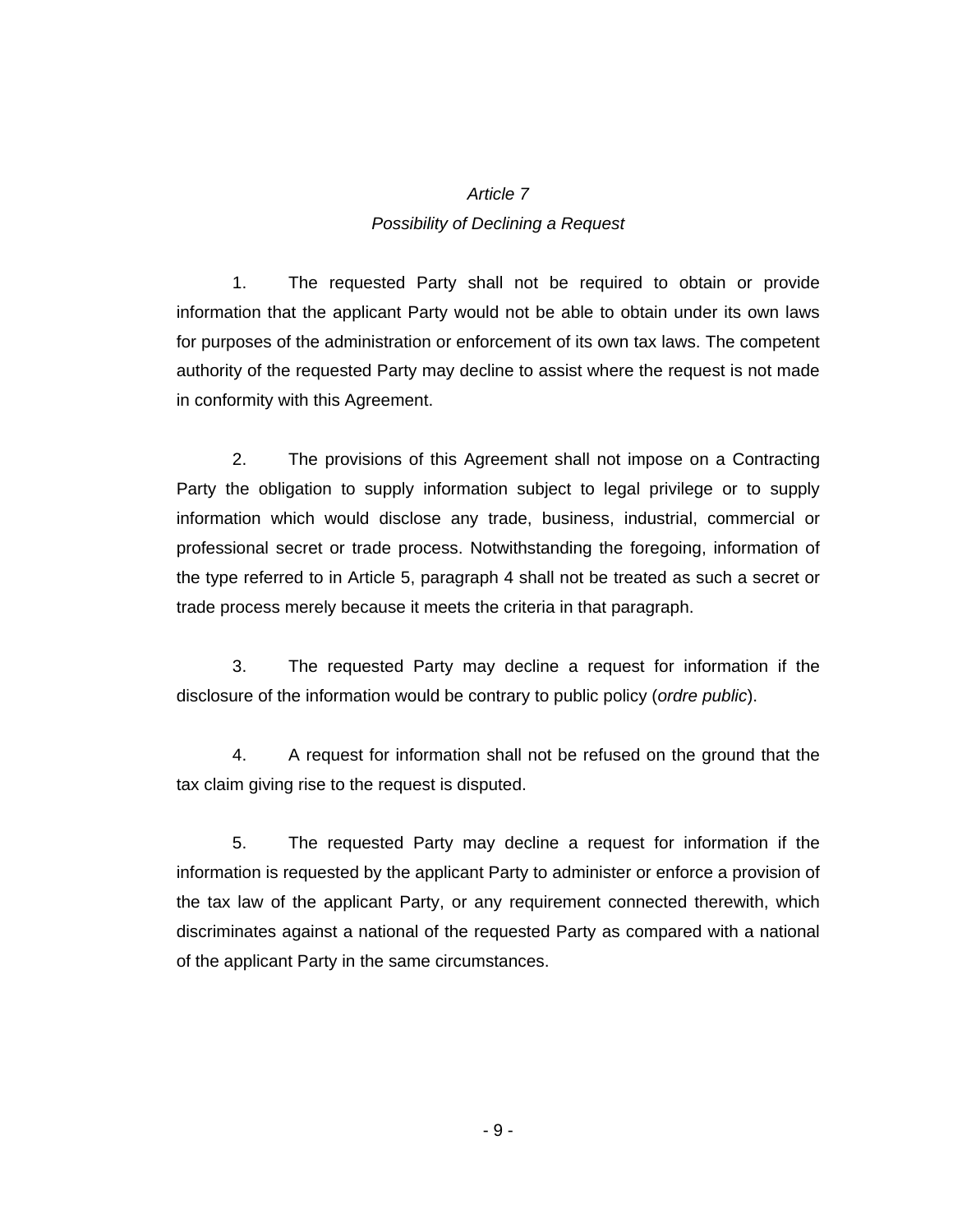### *Article 7*
### *Possibility of Declining a Request*

1. The requested Party shall not be required to obtain or provide information that the applicant Party would not be able to obtain under its own laws for purposes of the administration or enforcement of its own tax laws. The competent authority of the requested Party may decline to assist where the request is not made in conformity with this Agreement.

2. The provisions of this Agreement shall not impose on a Contracting Party the obligation to supply information subject to legal privilege or to supply information which would disclose any trade, business, industrial, commercial or professional secret or trade process. Notwithstanding the foregoing, information of the type referred to in Article 5, paragraph 4 shall not be treated as such a secret or trade process merely because it meets the criteria in that paragraph.

3. The requested Party may decline a request for information if the disclosure of the information would be contrary to public policy (*ordre public*).

4. A request for information shall not be refused on the ground that the tax claim giving rise to the request is disputed.

5. The requested Party may decline a request for information if the information is requested by the applicant Party to administer or enforce a provision of the tax law of the applicant Party, or any requirement connected therewith, which discriminates against a national of the requested Party as compared with a national of the applicant Party in the same circumstances.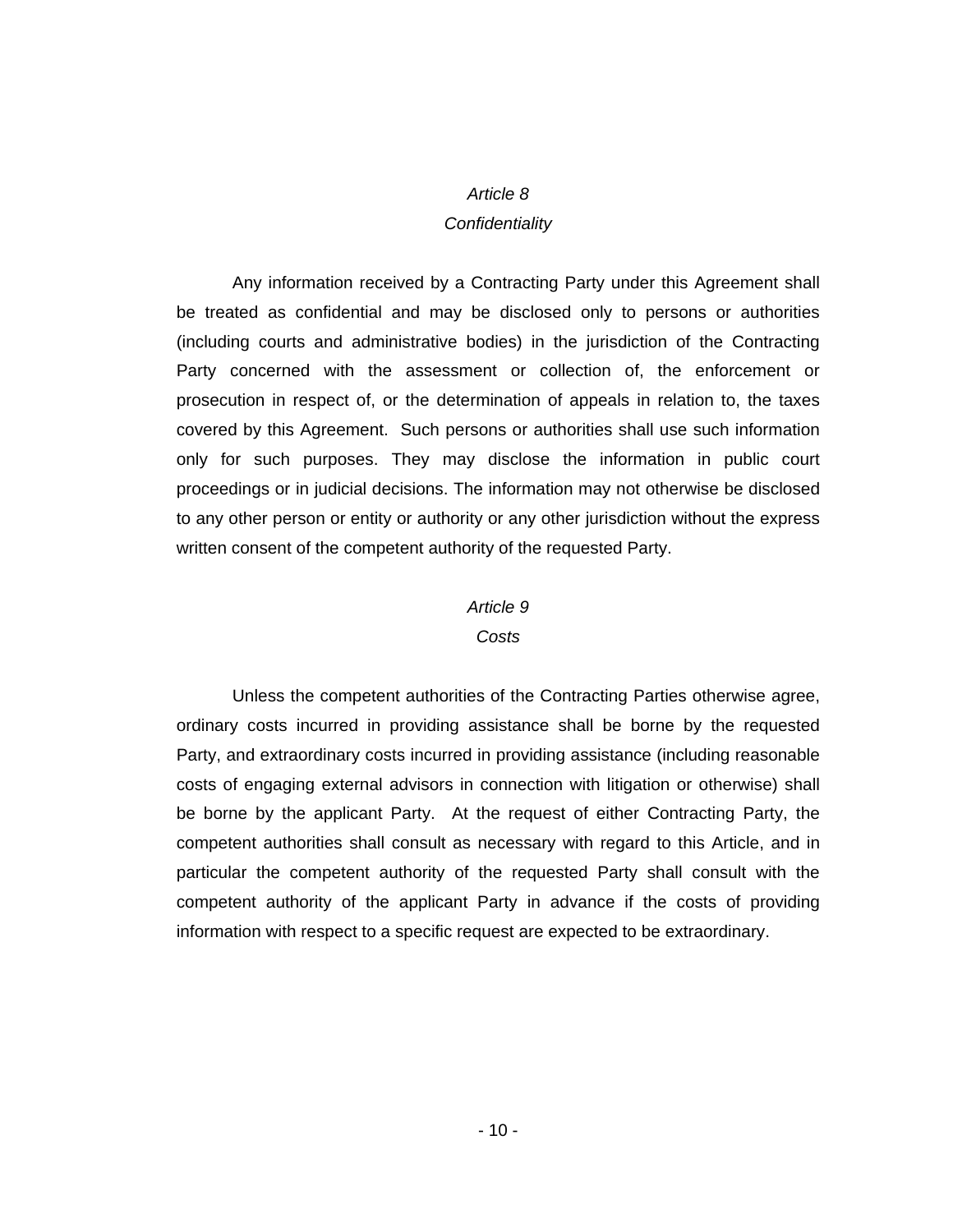## *Article 8*
## *Confidentiality*

Any information received by a Contracting Party under this Agreement shall be treated as confidential and may be disclosed only to persons or authorities (including courts and administrative bodies) in the jurisdiction of the Contracting Party concerned with the assessment or collection of, the enforcement or prosecution in respect of, or the determination of appeals in relation to, the taxes covered by this Agreement. Such persons or authorities shall use such information only for such purposes. They may disclose the information in public court proceedings or in judicial decisions. The information may not otherwise be disclosed to any other person or entity or authority or any other jurisdiction without the express written consent of the competent authority of the requested Party.

## *Article 9*
## *Costs*

Unless the competent authorities of the Contracting Parties otherwise agree, ordinary costs incurred in providing assistance shall be borne by the requested Party, and extraordinary costs incurred in providing assistance (including reasonable costs of engaging external advisors in connection with litigation or otherwise) shall be borne by the applicant Party. At the request of either Contracting Party, the competent authorities shall consult as necessary with regard to this Article, and in particular the competent authority of the requested Party shall consult with the competent authority of the applicant Party in advance if the costs of providing information with respect to a specific request are expected to be extraordinary.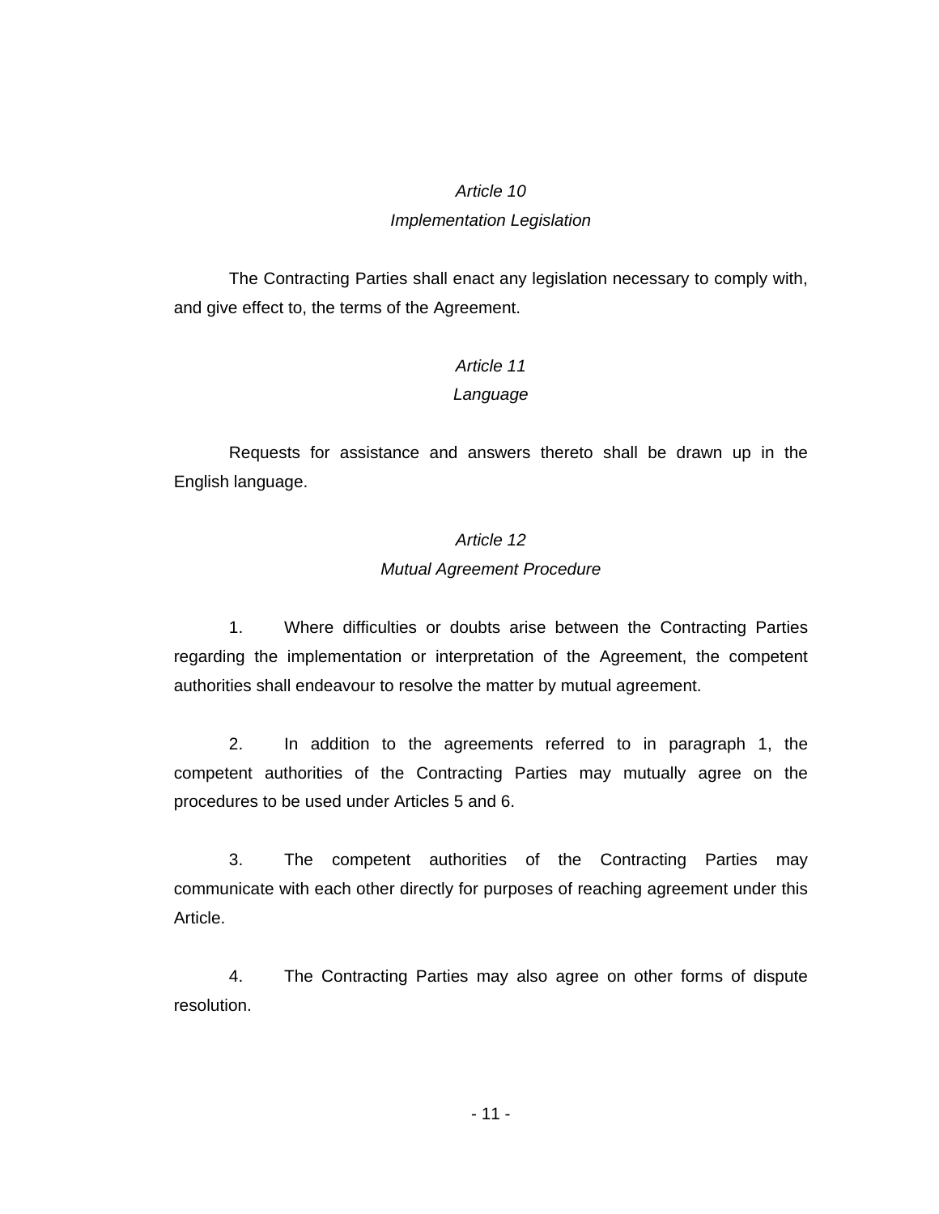*Article 10*
*Implementation Legislation*

The Contracting Parties shall enact any legislation necessary to comply with, and give effect to, the terms of the Agreement.

*Article 11*
*Language*

Requests for assistance and answers thereto shall be drawn up in the English language.

*Article 12*
*Mutual Agreement Procedure*

1. Where difficulties or doubts arise between the Contracting Parties regarding the implementation or interpretation of the Agreement, the competent authorities shall endeavour to resolve the matter by mutual agreement.

2. In addition to the agreements referred to in paragraph 1, the competent authorities of the Contracting Parties may mutually agree on the procedures to be used under Articles 5 and 6.

3. The competent authorities of the Contracting Parties may communicate with each other directly for purposes of reaching agreement under this Article.

4. The Contracting Parties may also agree on other forms of dispute resolution.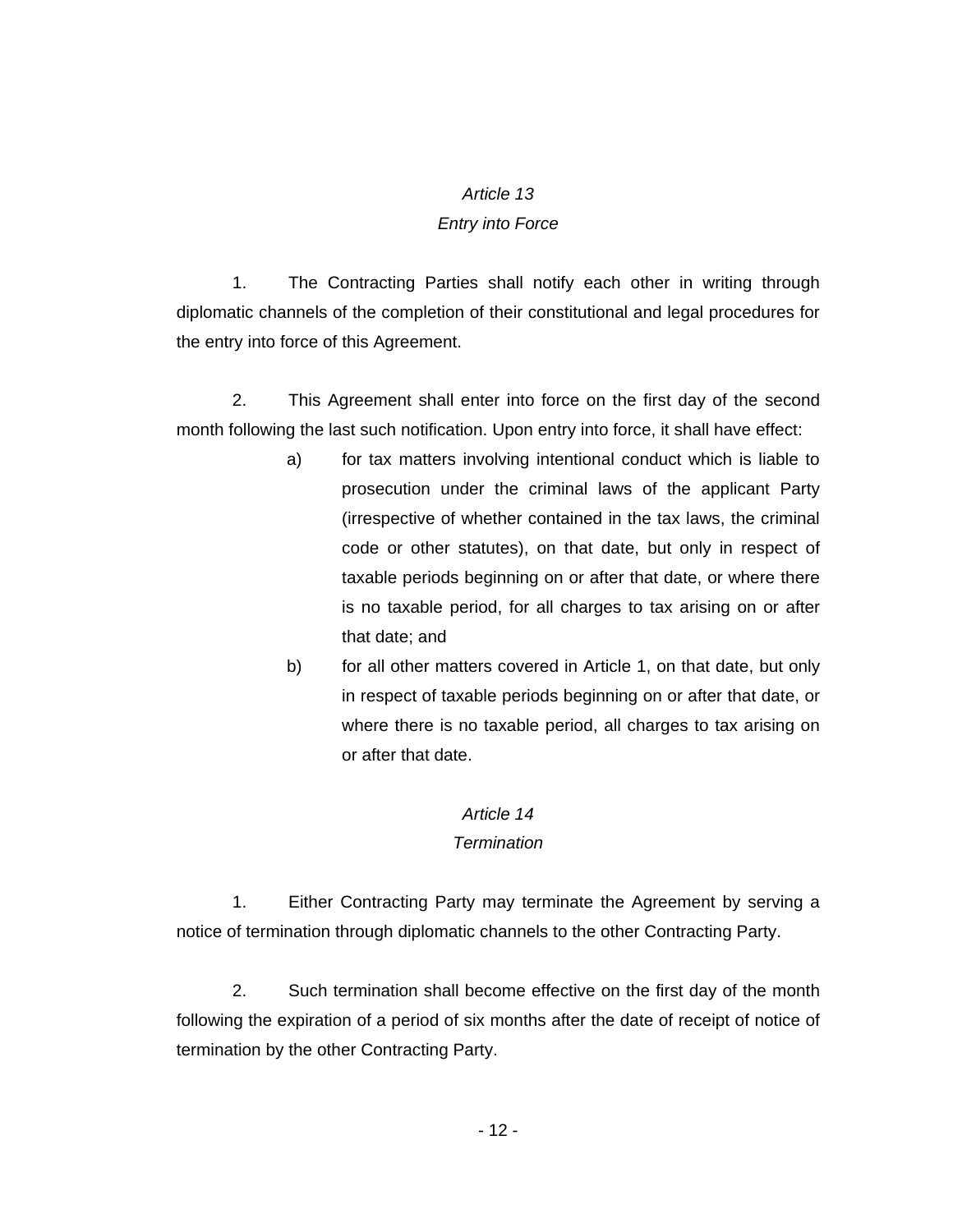*Article 13*
*Entry into Force*

1. The Contracting Parties shall notify each other in writing through diplomatic channels of the completion of their constitutional and legal procedures for the entry into force of this Agreement.

2. This Agreement shall enter into force on the first day of the second month following the last such notification. Upon entry into force, it shall have effect:

a) for tax matters involving intentional conduct which is liable to prosecution under the criminal laws of the applicant Party (irrespective of whether contained in the tax laws, the criminal code or other statutes), on that date, but only in respect of taxable periods beginning on or after that date, or where there is no taxable period, for all charges to tax arising on or after that date; and

b) for all other matters covered in Article 1, on that date, but only in respect of taxable periods beginning on or after that date, or where there is no taxable period, all charges to tax arising on or after that date.

*Article 14*
*Termination*

1. Either Contracting Party may terminate the Agreement by serving a notice of termination through diplomatic channels to the other Contracting Party.

2. Such termination shall become effective on the first day of the month following the expiration of a period of six months after the date of receipt of notice of termination by the other Contracting Party.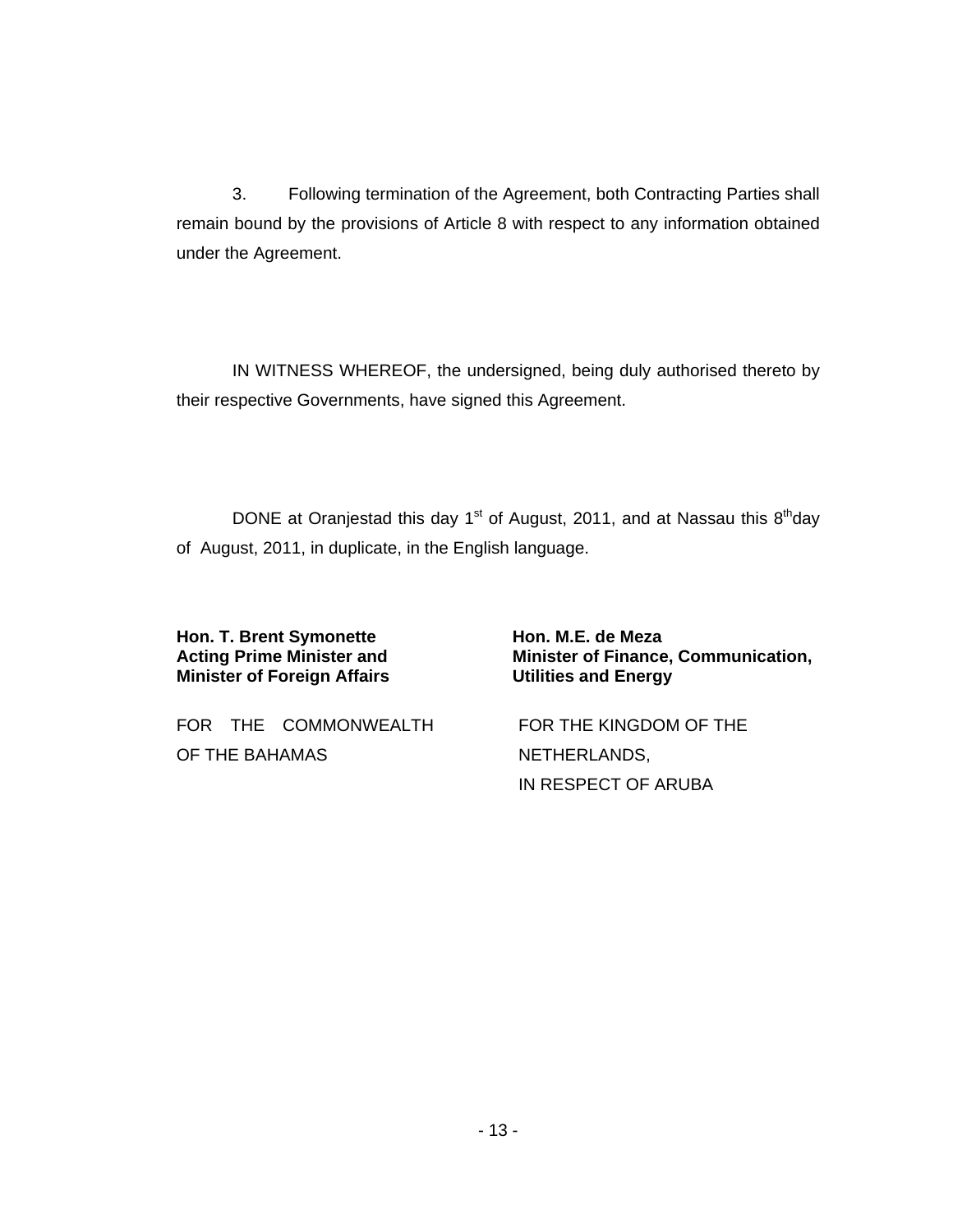3. Following termination of the Agreement, both Contracting Parties shall remain bound by the provisions of Article 8 with respect to any information obtained under the Agreement.

IN WITNESS WHEREOF, the undersigned, being duly authorised thereto by their respective Governments, have signed this Agreement.

DONE at Oranjestad this day 1st of August, 2011, and at Nassau this 8th day of August, 2011, in duplicate, in the English language.

**Hon. T. Brent Symonette**
**Acting Prime Minister and**
**Minister of Foreign Affairs**

FOR THE COMMONWEALTH OF THE BAHAMAS

**Hon. M.E. de Meza**
**Minister of Finance, Communication, Utilities and Energy**

FOR THE KINGDOM OF THE NETHERLANDS,
IN RESPECT OF ARUBA